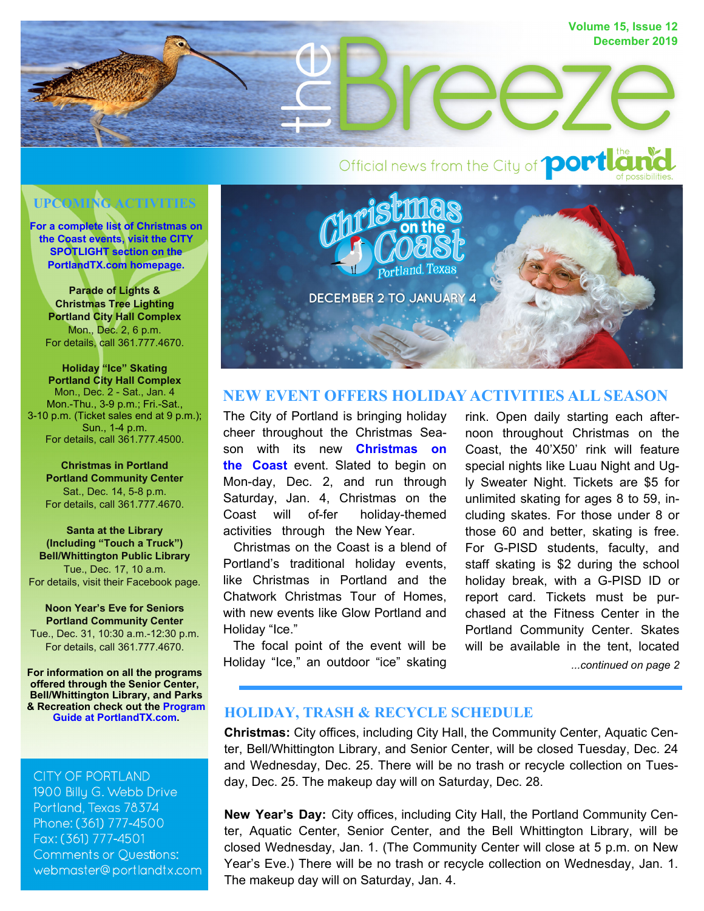# the Breeze

Volume 15, Issue 12
December 2019

Official news from the City of portland — the portland of possibilities

## UPCOMING ACTIVITIES

**For a complete list of Christmas on the Coast events, visit the CITY SPOTLIGHT section on the PortlandTX.com homepage.**

**Parade of Lights & Christmas Tree Lighting**
**Portland City Hall Complex**
Mon., Dec. 2, 6 p.m.
For details, call 361.777.4670.

**Holiday "Ice" Skating**
**Portland City Hall Complex**
Mon., Dec. 2 - Sat., Jan. 4
Mon.-Thu., 3-9 p.m.; Fri.-Sat., 3-10 p.m. (Ticket sales end at 9 p.m.);
Sun., 1-4 p.m.
For details, call 361.777.4500.

**Christmas in Portland**
**Portland Community Center**
Sat., Dec. 14, 5-8 p.m.
For details, call 361.777.4670.

**Santa at the Library**
**(Including "Touch a Truck")**
**Bell/Whittington Public Library**
Tue., Dec. 17, 10 a.m.
For details, visit their Facebook page.

**Noon Year's Eve for Seniors**
**Portland Community Center**
Tue., Dec. 31, 10:30 a.m.-12:30 p.m.
For details, call 361.777.4670.

**For information on all the programs offered through the Senior Center, Bell/Whittington Library, and Parks & Recreation check out the Program Guide at PortlandTX.com.**

CITY OF PORTLAND
1900 Billy G. Webb Drive
Portland, Texas 78374
Phone: (361) 777-4500
Fax: (361) 777-4501
Comments or Questions:
webmaster@portlandtx.com

Christmas on the Coast — Portland, Texas
DECEMBER 2 TO JANUARY 4

## NEW EVENT OFFERS HOLIDAY ACTIVITIES ALL SEASON

The City of Portland is bringing holiday cheer throughout the Christmas Season with its new **Christmas on the Coast** event. Slated to begin on Monday, Dec. 2, and run through Saturday, Jan. 4, Christmas on the Coast will offer holiday-themed activities through the New Year.

Christmas on the Coast is a blend of Portland's traditional holiday events, like Christmas in Portland and the Chatwork Christmas Tour of Homes, with new events like Glow Portland and Holiday "Ice."

The focal point of the event will be Holiday "Ice," an outdoor "ice" skating rink. Open daily starting each afternoon throughout Christmas on the Coast, the 40'X50' rink will feature special nights like Luau Night and Ugly Sweater Night. Tickets are $5 for unlimited skating for ages 8 to 59, including skates. For those under 8 or those 60 and better, skating is free. For G-PISD students, faculty, and staff skating is $2 during the school holiday break, with a G-PISD ID or report card. Tickets must be purchased at the Fitness Center in the Portland Community Center. Skates will be available in the tent, located

*...continued on page 2*

## HOLIDAY, TRASH & RECYCLE SCHEDULE

**Christmas:** City offices, including City Hall, the Community Center, Aquatic Center, Bell/Whittington Library, and Senior Center, will be closed Tuesday, Dec. 24 and Wednesday, Dec. 25. There will be no trash or recycle collection on Tuesday, Dec. 25. The makeup day will on Saturday, Dec. 28.

**New Year's Day:** City offices, including City Hall, the Portland Community Center, Aquatic Center, Senior Center, and the Bell Whittington Library, will be closed Wednesday, Jan. 1. (The Community Center will close at 5 p.m. on New Year's Eve.) There will be no trash or recycle collection on Wednesday, Jan. 1. The makeup day will on Saturday, Jan. 4.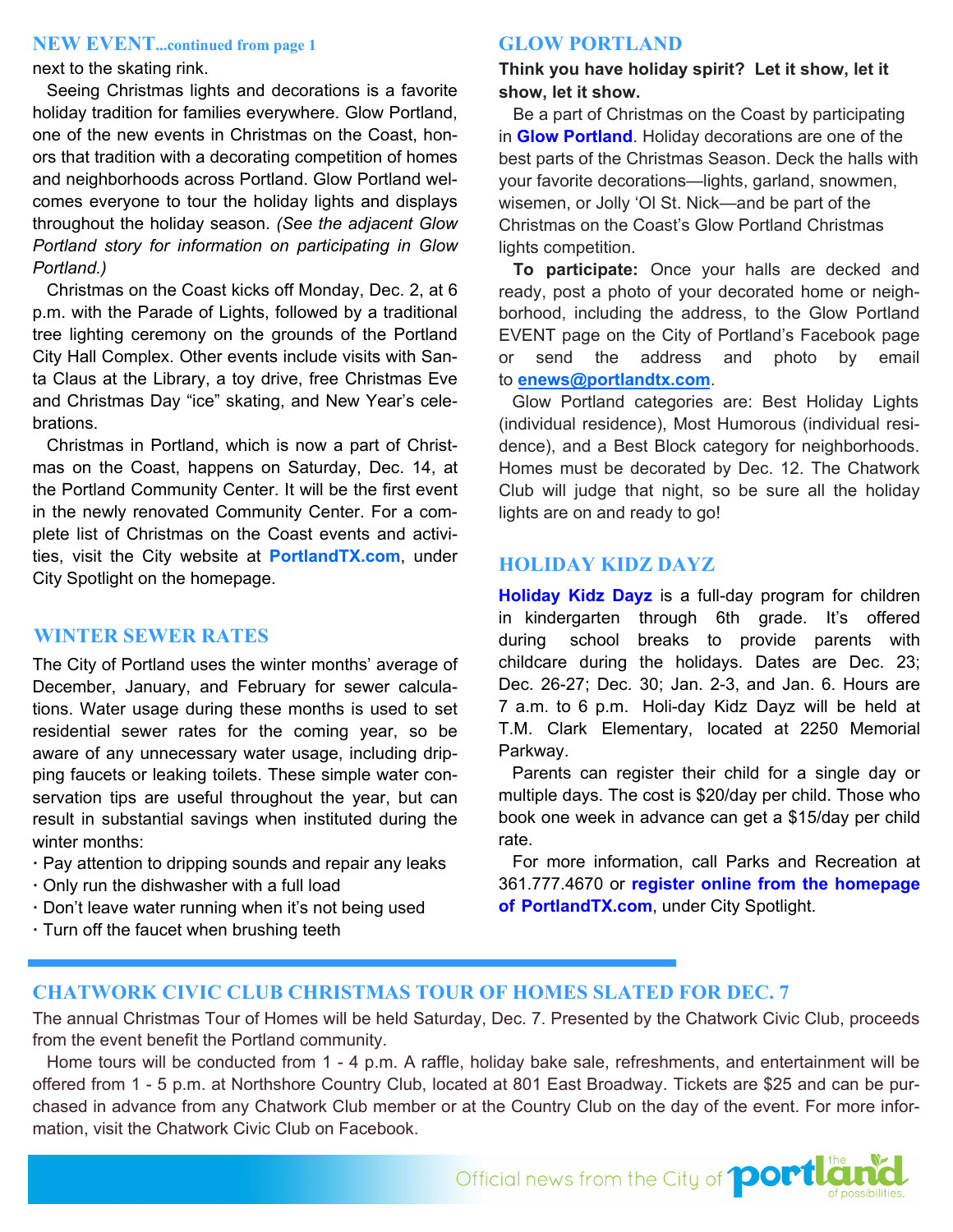## NEW EVENT...continued from page 1

next to the skating rink.

Seeing Christmas lights and decorations is a favorite holiday tradition for families everywhere. Glow Portland, one of the new events in Christmas on the Coast, honors that tradition with a decorating competition of homes and neighborhoods across Portland. Glow Portland welcomes everyone to tour the holiday lights and displays throughout the holiday season. *(See the adjacent Glow Portland story for information on participating in Glow Portland.)*

Christmas on the Coast kicks off Monday, Dec. 2, at 6 p.m. with the Parade of Lights, followed by a traditional tree lighting ceremony on the grounds of the Portland City Hall Complex. Other events include visits with Santa Claus at the Library, a toy drive, free Christmas Eve and Christmas Day "ice" skating, and New Year's celebrations.

Christmas in Portland, which is now a part of Christmas on the Coast, happens on Saturday, Dec. 14, at the Portland Community Center. It will be the first event in the newly renovated Community Center. For a complete list of Christmas on the Coast events and activities, visit the City website at **PortlandTX.com**, under City Spotlight on the homepage.

## WINTER SEWER RATES

The City of Portland uses the winter months' average of December, January, and February for sewer calculations. Water usage during these months is used to set residential sewer rates for the coming year, so be aware of any unnecessary water usage, including dripping faucets or leaking toilets. These simple water conservation tips are useful throughout the year, but can result in substantial savings when instituted during the winter months:

- Pay attention to dripping sounds and repair any leaks
- Only run the dishwasher with a full load
- Don't leave water running when it's not being used
- Turn off the faucet when brushing teeth

## GLOW PORTLAND

**Think you have holiday spirit? Let it show, let it show, let it show.**

Be a part of Christmas on the Coast by participating in **Glow Portland**. Holiday decorations are one of the best parts of the Christmas Season. Deck the halls with your favorite decorations—lights, garland, snowmen, wisemen, or Jolly 'Ol St. Nick—and be part of the Christmas on the Coast's Glow Portland Christmas lights competition.

**To participate:** Once your halls are decked and ready, post a photo of your decorated home or neighborhood, including the address, to the Glow Portland EVENT page on the City of Portland's Facebook page or send the address and photo by email to **enews@portlandtx.com**.

Glow Portland categories are: Best Holiday Lights (individual residence), Most Humorous (individual residence), and a Best Block category for neighborhoods. Homes must be decorated by Dec. 12. The Chatwork Club will judge that night, so be sure all the holiday lights are on and ready to go!

## HOLIDAY KIDZ DAYZ

**Holiday Kidz Dayz** is a full-day program for children in kindergarten through 6th grade. It's offered during school breaks to provide parents with childcare during the holidays. Dates are Dec. 23; Dec. 26-27; Dec. 30; Jan. 2-3, and Jan. 6. Hours are 7 a.m. to 6 p.m. Holi-day Kidz Dayz will be held at T.M. Clark Elementary, located at 2250 Memorial Parkway.

Parents can register their child for a single day or multiple days. The cost is $20/day per child. Those who book one week in advance can get a $15/day per child rate.

For more information, call Parks and Recreation at 361.777.4670 or **register online from the homepage of PortlandTX.com**, under City Spotlight.

## CHATWORK CIVIC CLUB CHRISTMAS TOUR OF HOMES SLATED FOR DEC. 7

The annual Christmas Tour of Homes will be held Saturday, Dec. 7. Presented by the Chatwork Civic Club, proceeds from the event benefit the Portland community.

Home tours will be conducted from 1 - 4 p.m. A raffle, holiday bake sale, refreshments, and entertainment will be offered from 1 - 5 p.m. at Northshore Country Club, located at 801 East Broadway. Tickets are $25 and can be purchased in advance from any Chatwork Club member or at the Country Club on the day of the event. For more information, visit the Chatwork Civic Club on Facebook.